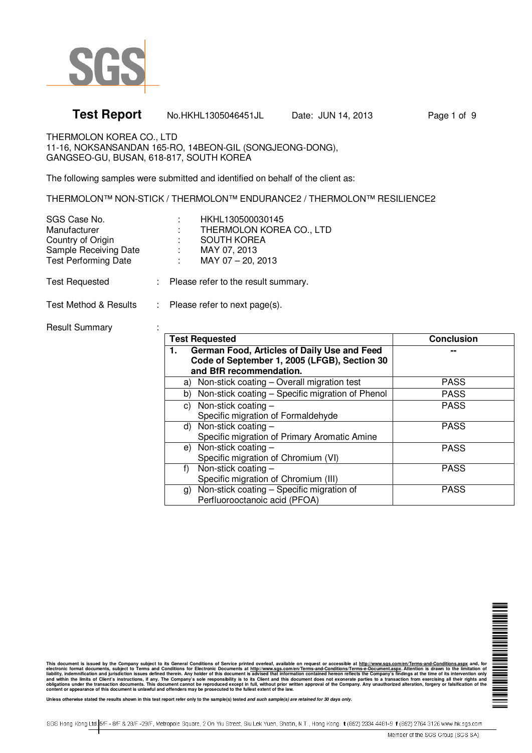# Test Report

No.HKHL1305046451JL Date: JUN 14, 2013

THERMOLON KOREA CO., LTD
11-16, NOKSANSANDAN 165-RO, 14BEON-GIL (SONGJEONG-DONG),
GANGSEO-GU, BUSAN, 618-817, SOUTH KOREA

The following samples were submitted and identified on behalf of the client as:

THERMOLON™ NON-STICK / THERMOLON™ ENDURANCE2 / THERMOLON™ RESILIENCE2

| | | |
|---|---|---|
| SGS Case No. | : | HKHL130500030145 |
| Manufacturer | : | THERMOLON KOREA CO., LTD |
| Country of Origin | : | SOUTH KOREA |
| Sample Receiving Date | : | MAY 07, 2013 |
| Test Performing Date | : | MAY 07 – 20, 2013 |

Test Requested : Please refer to the result summary.

Test Method & Results : Please refer to next page(s).

Result Summary :

| Test Requested | Conclusion |
|---|---|
| **1. German Food, Articles of Daily Use and Feed Code of September 1, 2005 (LFGB), Section 30 and BfR recommendation.** | -- |
| a) Non-stick coating – Overall migration test | PASS |
| b) Non-stick coating – Specific migration of Phenol | PASS |
| c) Non-stick coating – Specific migration of Formaldehyde | PASS |
| d) Non-stick coating – Specific migration of Primary Aromatic Amine | PASS |
| e) Non-stick coating – Specific migration of Chromium (VI) | PASS |
| f) Non-stick coating – Specific migration of Chromium (III) | PASS |
| g) Non-stick coating – Specific migration of Perfluorooctanoic acid (PFOA) | PASS |

**This document is issued by the Company subject to its General Conditions of Service printed overleaf, available on request or accessible at http://www.sgs.com/en/Terms-and-Conditions.aspx and, for electronic format documents, subject to Terms and Conditions for Electronic Documents at http://www.sgs.com/en/Terms-and-Conditions/Terms-e-Document.aspx. Attention is drawn to the limitation of liability, indemnification and jurisdiction issues defined therein. Any holder of this document is advised that information contained hereon reflects the Company's findings at the time of its intervention only and within the limits of Client's instructions, if any. The Company's sole responsibility is to its Client and this document does not exonerate parties to a transaction from exercising all their rights and obligations under the transaction documents. This document cannot be reproduced except in full, without prior written approval of the Company. Any unauthorized alteration, forgery or falsification of the content or appearance of this document is unlawful and offenders may be prosecuted to the fullest extent of the law.**

**Unless otherwise stated the results shown in this test report refer only to the sample(s) tested *and such sample(s) are retained for 30 days only.***

SGS Hong Kong Ltd. 5/F - 8/F & 28/F -29/F, Metropole Square, 2 On Yiu Street, Siu Lek Yuen, Shatin, N.T., Hong Kong t (852) 2334 4481-9 f (852) 2764 3126 www.hk.sgs.com

Member of the SGS Group (SGS SA)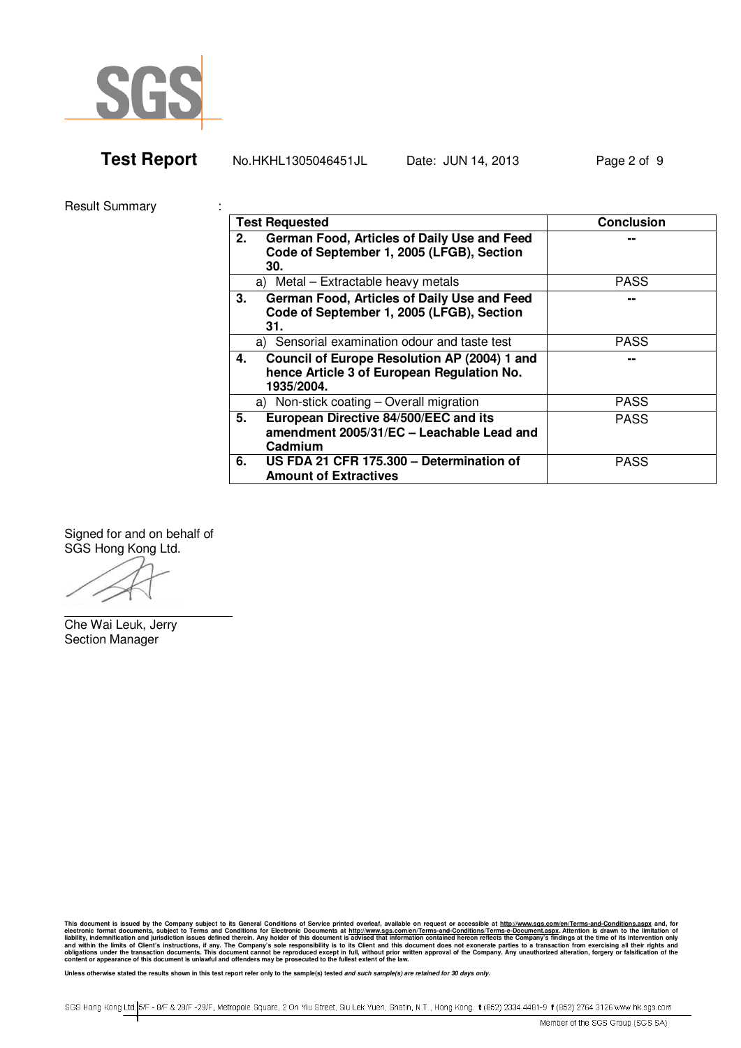**Test Report** No.HKHL1305046451JL Date: JUN 14, 2013

Result Summary :

| Test Requested | Conclusion |
|---|---|
| **2. German Food, Articles of Daily Use and Feed Code of September 1, 2005 (LFGB), Section 30.** | -- |
| a) Metal – Extractable heavy metals | PASS |
| **3. German Food, Articles of Daily Use and Feed Code of September 1, 2005 (LFGB), Section 31.** | -- |
| a) Sensorial examination odour and taste test | PASS |
| **4. Council of Europe Resolution AP (2004) 1 and hence Article 3 of European Regulation No. 1935/2004.** | -- |
| a) Non-stick coating – Overall migration | PASS |
| **5. European Directive 84/500/EEC and its amendment 2005/31/EC – Leachable Lead and Cadmium** | PASS |
| **6. US FDA 21 CFR 175.300 – Determination of Amount of Extractives** | PASS |

Signed for and on behalf of
SGS Hong Kong Ltd.

Che Wai Leuk, Jerry
Section Manager

This document is issued by the Company subject to its General Conditions of Service printed overleaf, available on request or accessible at http://www.sgs.com/en/Terms-and-Conditions.aspx and, for electronic format documents, subject to Terms and Conditions for Electronic Documents at http://www.sgs.com/en/Terms-and-Conditions/Terms-e-Document.aspx. Attention is drawn to the limitation of liability, indemnification and jurisdiction issues defined therein. Any holder of this document is advised that information contained hereon reflects the Company's findings at the time of its intervention only and within the limits of Client's instructions, if any. The Company's sole responsibility is to its Client and this document does not exonerate parties to a transaction from exercising all their rights and obligations under the transaction documents. This document cannot be reproduced except in full, without prior written approval of the Company. Any unauthorized alteration, forgery or falsification of the content or appearance of this document is unlawful and offenders may be prosecuted to the fullest extent of the law.

**Unless otherwise stated the results shown in this test report refer only to the sample(s) tested *and such sample(s) are retained for 30 days only.***

SGS Hong Kong Ltd. 5/F - 8/F & 28/F -29/F, Metropole Square, 2 On Yiu Street, Siu Lek Yuen, Shatin, N.T., Hong Kong t (852) 2334 4481-9 f (852) 2764 3126 www.hk.sgs.com

Member of the SGS Group (SGS SA)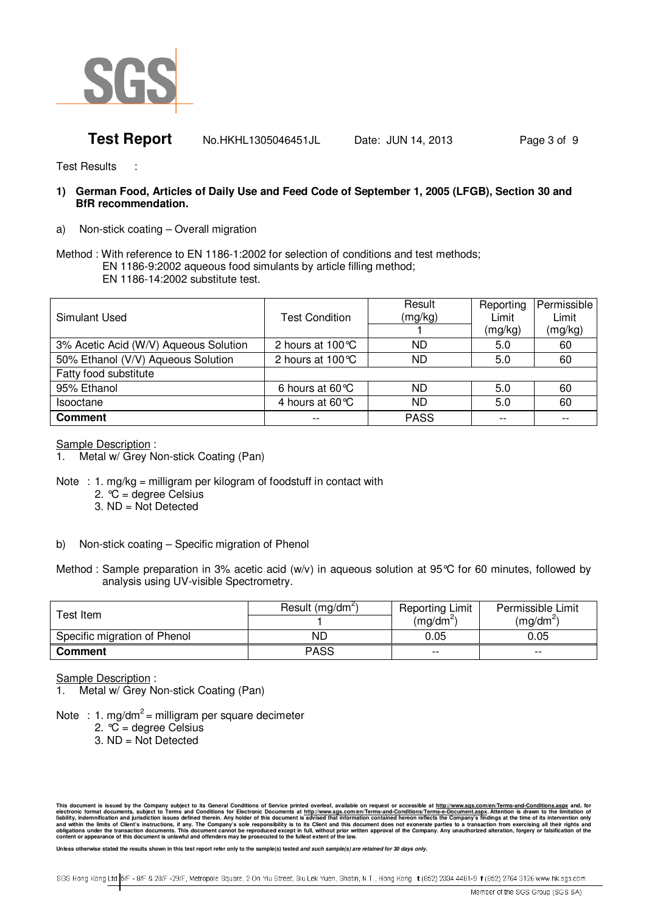Test Results :

**1) German Food, Articles of Daily Use and Feed Code of September 1, 2005 (LFGB), Section 30 and BfR recommendation.**

a) Non-stick coating – Overall migration

Method : With reference to EN 1186-1:2002 for selection of conditions and test methods;
EN 1186-9:2002 aqueous food simulants by article filling method;
EN 1186-14:2002 substitute test.

| Simulant Used | Test Condition | Result (mg/kg) | Reporting Limit (mg/kg) | Permissible Limit (mg/kg) |
|---|---|---|---|---|
| | | 1 | | |
| 3% Acetic Acid (W/V) Aqueous Solution | 2 hours at 100℃ | ND | 5.0 | 60 |
| 50% Ethanol (V/V) Aqueous Solution | 2 hours at 100℃ | ND | 5.0 | 60 |
| Fatty food substitute | | | | |
| 95% Ethanol | 6 hours at 60℃ | ND | 5.0 | 60 |
| Isooctane | 4 hours at 60℃ | ND | 5.0 | 60 |
| **Comment** | -- | PASS | -- | -- |

Sample Description :
1. Metal w/ Grey Non-stick Coating (Pan)

Note : 1. mg/kg = milligram per kilogram of foodstuff in contact with
2. ℃ = degree Celsius
3. ND = Not Detected

b) Non-stick coating – Specific migration of Phenol

Method : Sample preparation in 3% acetic acid (w/v) in aqueous solution at 95℃ for 60 minutes, followed by analysis using UV-visible Spectrometry.

| Test Item | Result ($mg/dm^2$) | Reporting Limit ($mg/dm^2$) | Permissible Limit ($mg/dm^2$) |
|---|---|---|---|
| | 1 | | |
| Specific migration of Phenol | ND | 0.05 | 0.05 |
| **Comment** | PASS | -- | -- |

Sample Description :
1. Metal w/ Grey Non-stick Coating (Pan)

Note : 1. $mg/dm^2$ = milligram per square decimeter
2. ℃ = degree Celsius
3. ND = Not Detected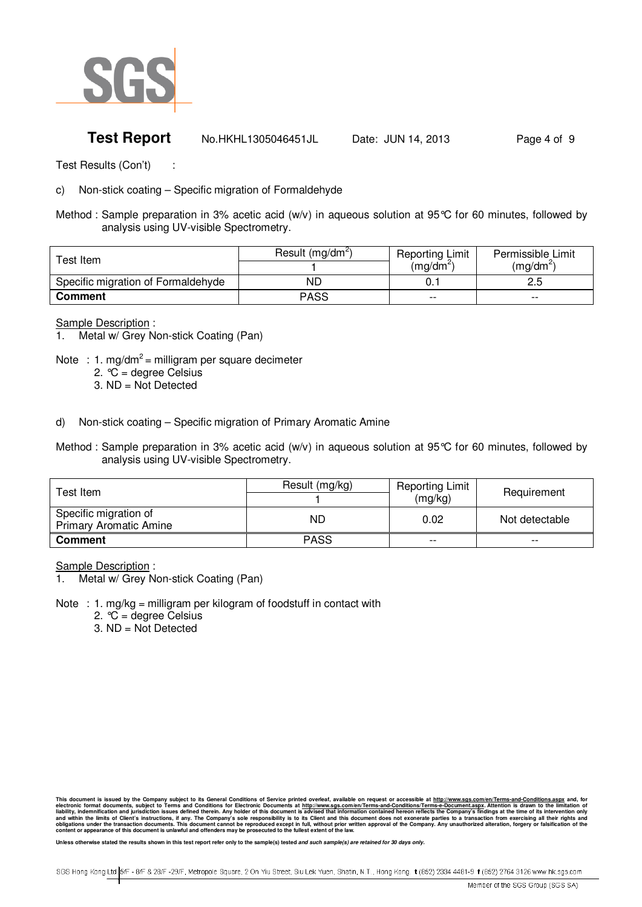**Test Report** No.HKHL1305046451JL Date: JUN 14, 2013

Test Results (Con't) :

c) Non-stick coating – Specific migration of Formaldehyde

Method : Sample preparation in 3% acetic acid (w/v) in aqueous solution at 95℃ for 60 minutes, followed by analysis using UV-visible Spectrometry.

| Test Item | Result ($mg/dm^2$) | Reporting Limit ($mg/dm^2$) | Permissible Limit ($mg/dm^2$) |
|---|---|---|---|
| | 1 | | |
| Specific migration of Formaldehyde | ND | 0.1 | 2.5 |
| **Comment** | PASS | -- | -- |

Sample Description :

1. Metal w/ Grey Non-stick Coating (Pan)

Note : 1. $mg/dm^2$ = milligram per square decimeter
2. ℃ = degree Celsius
3. ND = Not Detected

d) Non-stick coating – Specific migration of Primary Aromatic Amine

Method : Sample preparation in 3% acetic acid (w/v) in aqueous solution at 95℃ for 60 minutes, followed by analysis using UV-visible Spectrometry.

| Test Item | Result (mg/kg) | Reporting Limit (mg/kg) | Requirement |
|---|---|---|---|
| | 1 | | |
| Specific migration of Primary Aromatic Amine | ND | 0.02 | Not detectable |
| **Comment** | PASS | -- | -- |

Sample Description :

1. Metal w/ Grey Non-stick Coating (Pan)

Note : 1. mg/kg = milligram per kilogram of foodstuff in contact with
2. ℃ = degree Celsius
3. ND = Not Detected

This document is issued by the Company subject to its General Conditions of Service printed overleaf, available on request or accessible at http://www.sgs.com/en/Terms-and-Conditions.aspx and, for electronic format documents, subject to Terms and Conditions for Electronic Documents at http://www.sgs.com/en/Terms-and-Conditions/Terms-e-Document.aspx. Attention is drawn to the limitation of liability, indemnification and jurisdiction issues defined therein. Any holder of this document is advised that information contained hereon reflects the Company's findings at the time of its intervention only and within the limits of Client's instructions, if any. The Company's sole responsibility is to its Client and this document does not exonerate parties to a transaction from exercising all their rights and obligations under the transaction documents. This document cannot be reproduced except in full, without prior written approval of the Company. Any unauthorized alteration, forgery or falsification of the content or appearance of this document is unlawful and offenders may be prosecuted to the fullest extent of the law.

**Unless otherwise stated the results shown in this test report refer only to the sample(s) tested *and such sample(s) are retained for 30 days only.***

SGS Hong Kong Ltd. 5/F - 8/F & 28/F -29/F, Metropole Square, 2 On Yiu Street, Siu Lek Yuen, Shatin, N.T., Hong Kong t (852) 2334 4481-9 f (852) 2764 3126 www.hk.sgs.com

Member of the SGS Group (SGS SA)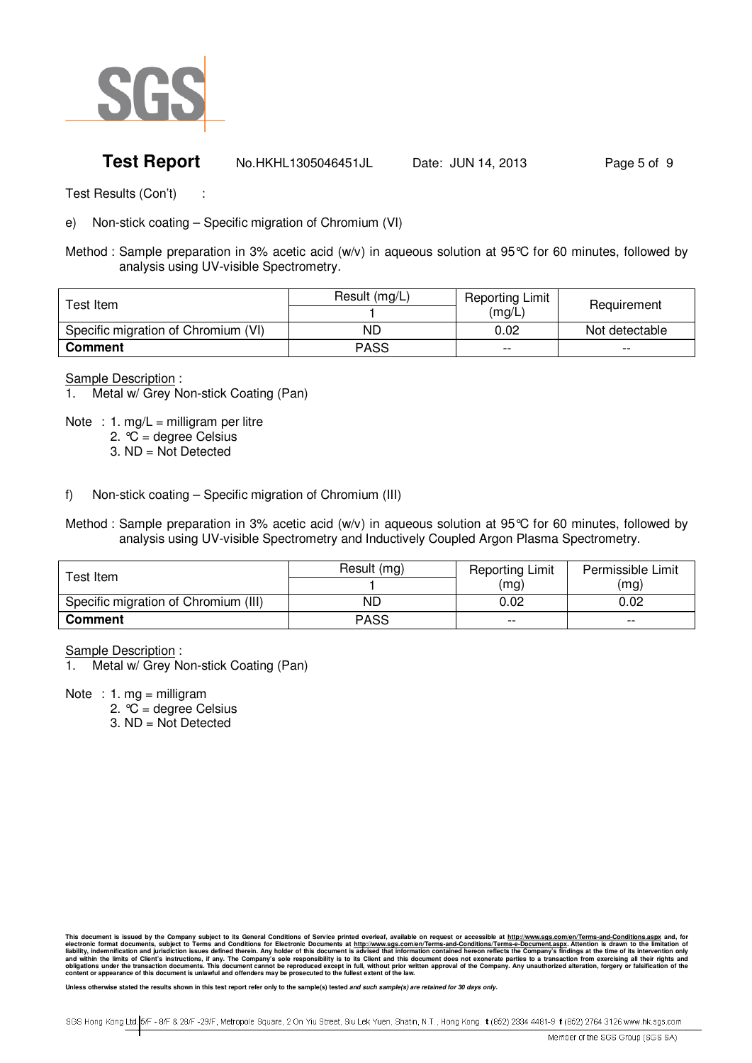Test Results (Con't) :

e) Non-stick coating – Specific migration of Chromium (VI)

Method : Sample preparation in 3% acetic acid (w/v) in aqueous solution at 95℃ for 60 minutes, followed by analysis using UV-visible Spectrometry.

| Test Item | Result (mg/L) | Reporting Limit (mg/L) | Requirement |
|---|---|---|---|
| | 1 | | |
| Specific migration of Chromium (VI) | ND | 0.02 | Not detectable |
| **Comment** | PASS | -- | -- |

Sample Description :

1. Metal w/ Grey Non-stick Coating (Pan)

Note : 1. mg/L = milligram per litre
2. ℃ = degree Celsius
3. ND = Not Detected

f) Non-stick coating – Specific migration of Chromium (III)

Method : Sample preparation in 3% acetic acid (w/v) in aqueous solution at 95℃ for 60 minutes, followed by analysis using UV-visible Spectrometry and Inductively Coupled Argon Plasma Spectrometry.

| Test Item | Result (mg) | Reporting Limit (mg) | Permissible Limit (mg) |
|---|---|---|---|
| | 1 | | |
| Specific migration of Chromium (III) | ND | 0.02 | 0.02 |
| **Comment** | PASS | -- | -- |

Sample Description :

1. Metal w/ Grey Non-stick Coating (Pan)

Note : 1. mg = milligram
2. ℃ = degree Celsius
3. ND = Not Detected

**This document is issued by the Company subject to its General Conditions of Service printed overleaf, available on request or accessible at http://www.sgs.com/en/Terms-and-Conditions.aspx and, for electronic format documents, subject to Terms and Conditions for Electronic Documents at http://www.sgs.com/en/Terms-and-Conditions/Terms-e-Document.aspx. Attention is drawn to the limitation of liability, indemnification and jurisdiction issues defined therein. Any holder of this document is advised that information contained hereon reflects the Company's findings at the time of its intervention only and within the limits of Client's instructions, if any. The Company's sole responsibility is to its Client and this document does not exonerate parties to a transaction from exercising all their rights and obligations under the transaction documents. This document cannot be reproduced except in full, without prior written approval of the Company. Any unauthorized alteration, forgery or falsification of the content or appearance of this document is unlawful and offenders may be prosecuted to the fullest extent of the law.**

**Unless otherwise stated the results shown in this test report refer only to the sample(s) tested *and such sample(s) are retained for 30 days only.***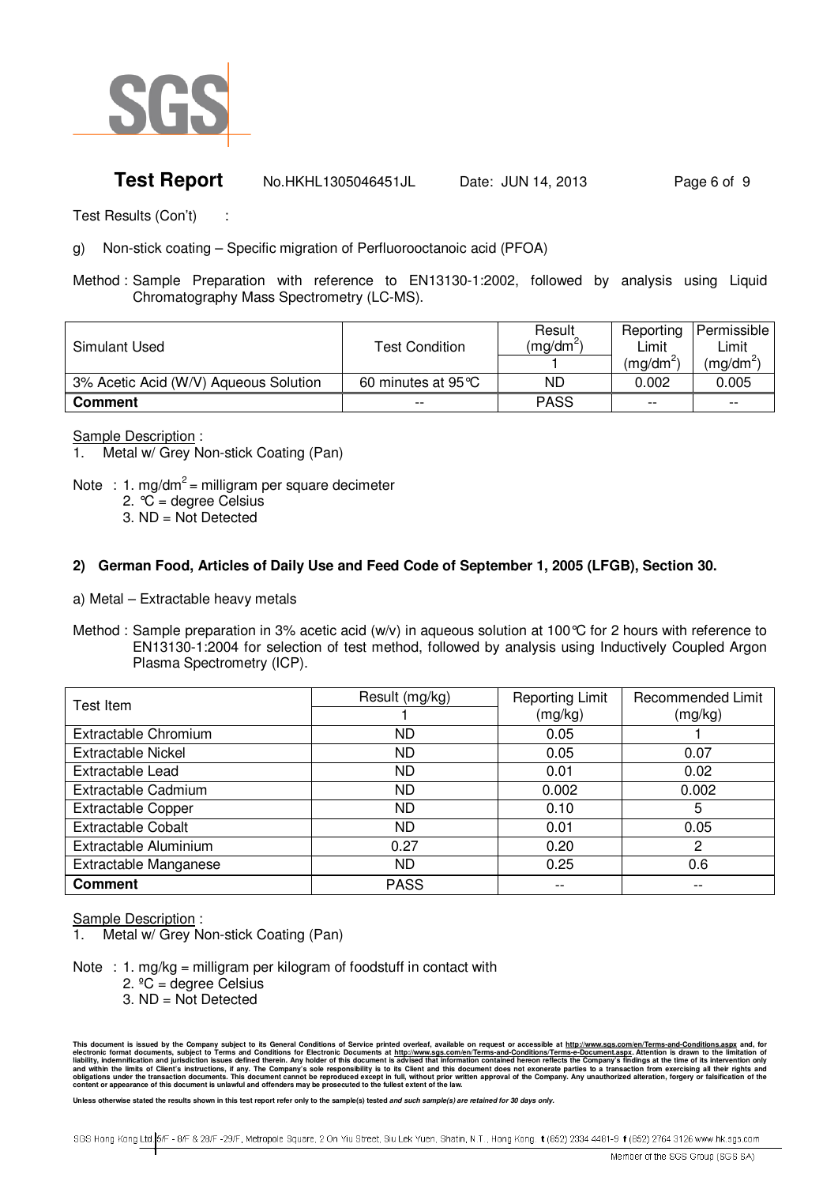**Test Report** No.HKHL1305046451JL Date: JUN 14, 2013

Test Results (Con't) :

g) Non-stick coating – Specific migration of Perfluorooctanoic acid (PFOA)

Method : Sample Preparation with reference to EN13130-1:2002, followed by analysis using Liquid Chromatography Mass Spectrometry (LC-MS).

| Simulant Used | Test Condition | Result ($mg/dm^2$) | Reporting Limit ($mg/dm^2$) | Permissible Limit ($mg/dm^2$) |
|---|---|---|---|---|
| | | 1 | | |
| 3% Acetic Acid (W/V) Aqueous Solution | 60 minutes at 95℃ | ND | 0.002 | 0.005 |
| **Comment** | -- | PASS | -- | -- |

Sample Description :

1. Metal w/ Grey Non-stick Coating (Pan)

Note : 1. $mg/dm^2$ = milligram per square decimeter
2. ℃ = degree Celsius
3. ND = Not Detected

**2) German Food, Articles of Daily Use and Feed Code of September 1, 2005 (LFGB), Section 30.**

a) Metal – Extractable heavy metals

Method : Sample preparation in 3% acetic acid (w/v) in aqueous solution at 100℃ for 2 hours with reference to EN13130-1:2004 for selection of test method, followed by analysis using Inductively Coupled Argon Plasma Spectrometry (ICP).

| Test Item | Result (mg/kg) | Reporting Limit (mg/kg) | Recommended Limit (mg/kg) |
|---|---|---|---|
| | 1 | | |
| Extractable Chromium | ND | 0.05 | 1 |
| Extractable Nickel | ND | 0.05 | 0.07 |
| Extractable Lead | ND | 0.01 | 0.02 |
| Extractable Cadmium | ND | 0.002 | 0.002 |
| Extractable Copper | ND | 0.10 | 5 |
| Extractable Cobalt | ND | 0.01 | 0.05 |
| Extractable Aluminium | 0.27 | 0.20 | 2 |
| Extractable Manganese | ND | 0.25 | 0.6 |
| **Comment** | PASS | -- | -- |

Sample Description :

1. Metal w/ Grey Non-stick Coating (Pan)

Note : 1. mg/kg = milligram per kilogram of foodstuff in contact with
2. ºC = degree Celsius
3. ND = Not Detected

This document is issued by the Company subject to its General Conditions of Service printed overleaf, available on request or accessible at http://www.sgs.com/en/Terms-and-Conditions.aspx and, for electronic format documents, subject to Terms and Conditions for Electronic Documents at http://www.sgs.com/en/Terms-and-Conditions/Terms-e-Document.aspx. Attention is drawn to the limitation of liability, indemnification and jurisdiction issues defined therein. Any holder of this document is advised that information contained hereon reflects the Company's findings at the time of its intervention only and within the limits of Client's instructions, if any. The Company's sole responsibility is to its Client and this document does not exonerate parties to a transaction from exercising all their rights and obligations under the transaction documents. This document cannot be reproduced except in full, without prior written approval of the Company. Any unauthorized alteration, forgery or falsification of the content or appearance of this document is unlawful and offenders may be prosecuted to the fullest extent of the law.

**Unless otherwise stated the results shown in this test report refer only to the sample(s) tested *and such sample(s) are retained for 30 days only.***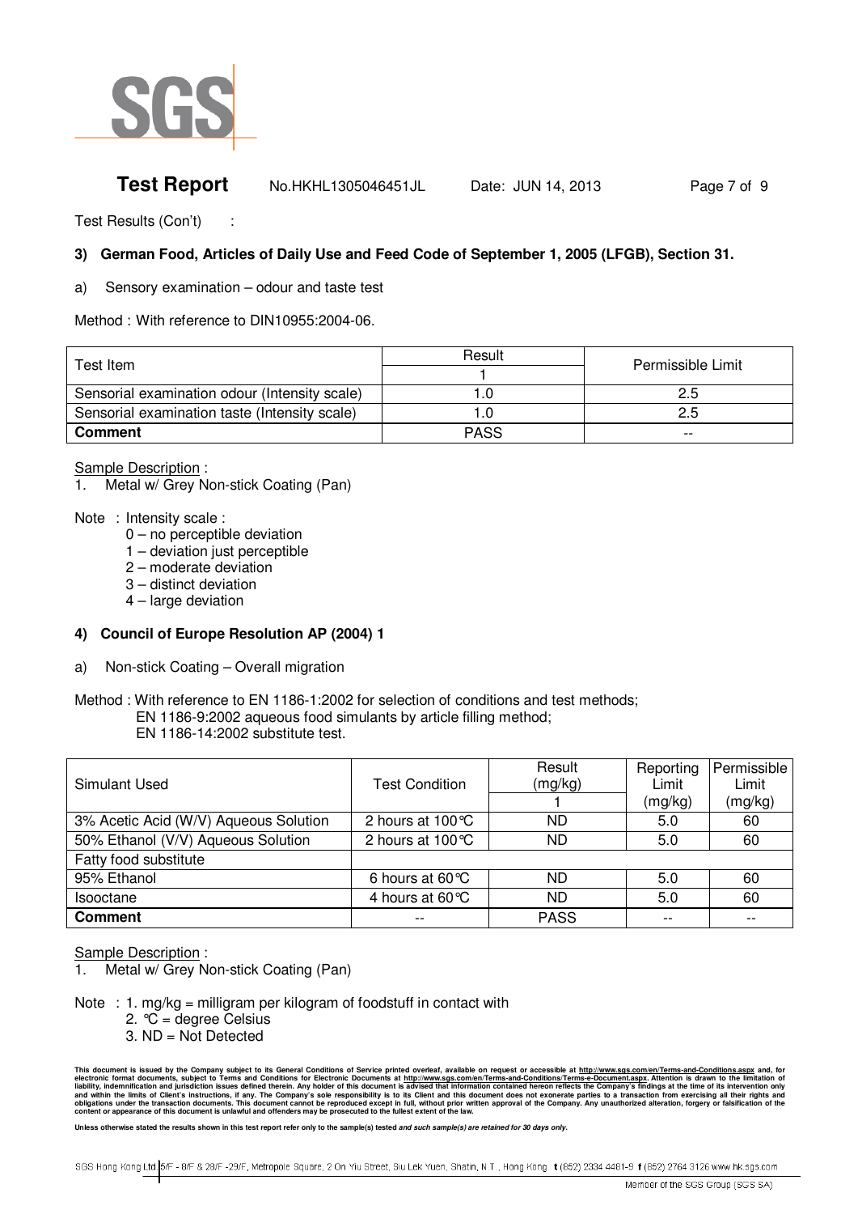**Test Report** No.HKHL1305046451JL Date: JUN 14, 2013

Test Results (Con't) :

### 3) German Food, Articles of Daily Use and Feed Code of September 1, 2005 (LFGB), Section 31.

a) Sensory examination – odour and taste test

Method : With reference to DIN10955:2004-06.

| Test Item | Result | Permissible Limit |
|---|---|---|
| | 1 | |
| Sensorial examination odour (Intensity scale) | 1.0 | 2.5 |
| Sensorial examination taste (Intensity scale) | 1.0 | 2.5 |
| **Comment** | PASS | -- |

Sample Description :

1. Metal w/ Grey Non-stick Coating (Pan)

Note : Intensity scale :
- 0 – no perceptible deviation
- 1 – deviation just perceptible
- 2 – moderate deviation
- 3 – distinct deviation
- 4 – large deviation

### 4) Council of Europe Resolution AP (2004) 1

a) Non-stick Coating – Overall migration

Method : With reference to EN 1186-1:2002 for selection of conditions and test methods;
EN 1186-9:2002 aqueous food simulants by article filling method;
EN 1186-14:2002 substitute test.

| Simulant Used | Test Condition | Result (mg/kg) | Reporting Limit (mg/kg) | Permissible Limit (mg/kg) |
|---|---|---|---|---|
| | | 1 | | |
| 3% Acetic Acid (W/V) Aqueous Solution | 2 hours at 100°C | ND | 5.0 | 60 |
| 50% Ethanol (V/V) Aqueous Solution | 2 hours at 100°C | ND | 5.0 | 60 |
| Fatty food substitute | | | | |
| 95% Ethanol | 6 hours at 60°C | ND | 5.0 | 60 |
| Isooctane | 4 hours at 60°C | ND | 5.0 | 60 |
| **Comment** | -- | PASS | -- | -- |

Sample Description :

1. Metal w/ Grey Non-stick Coating (Pan)

Note : 1. mg/kg = milligram per kilogram of foodstuff in contact with
2. °C = degree Celsius
3. ND = Not Detected

This document is issued by the Company subject to its General Conditions of Service printed overleaf, available on request or accessible at http://www.sgs.com/en/Terms-and-Conditions.aspx and, for electronic format documents, subject to Terms and Conditions for Electronic Documents at http://www.sgs.com/en/Terms-and-Conditions/Terms-e-Document.aspx. Attention is drawn to the limitation of liability, indemnification and jurisdiction issues defined therein. Any holder of this document is advised that information contained hereon reflects the Company's findings at the time of its intervention only and within the limits of Client's instructions, if any. The Company's sole responsibility is to its Client and this document does not exonerate parties to a transaction from exercising all their rights and obligations under the transaction documents. This document cannot be reproduced except in full, without prior written approval of the Company. Any unauthorized alteration, forgery or falsification of the content or appearance of this document is unlawful and offenders may be prosecuted to the fullest extent of the law.

Unless otherwise stated the results shown in this test report refer only to the sample(s) tested *and such sample(s) are retained for 30 days only.*

SGS Hong Kong Ltd. 5/F - 8/F & 28/F -29/F, Metropole Square, 2 On Yiu Street, Siu Lek Yuen, Shatin, N.T., Hong Kong t (852) 2334 4481-9 f (852) 2764 3126 www.hk.sgs.com

Member of the SGS Group (SGS SA)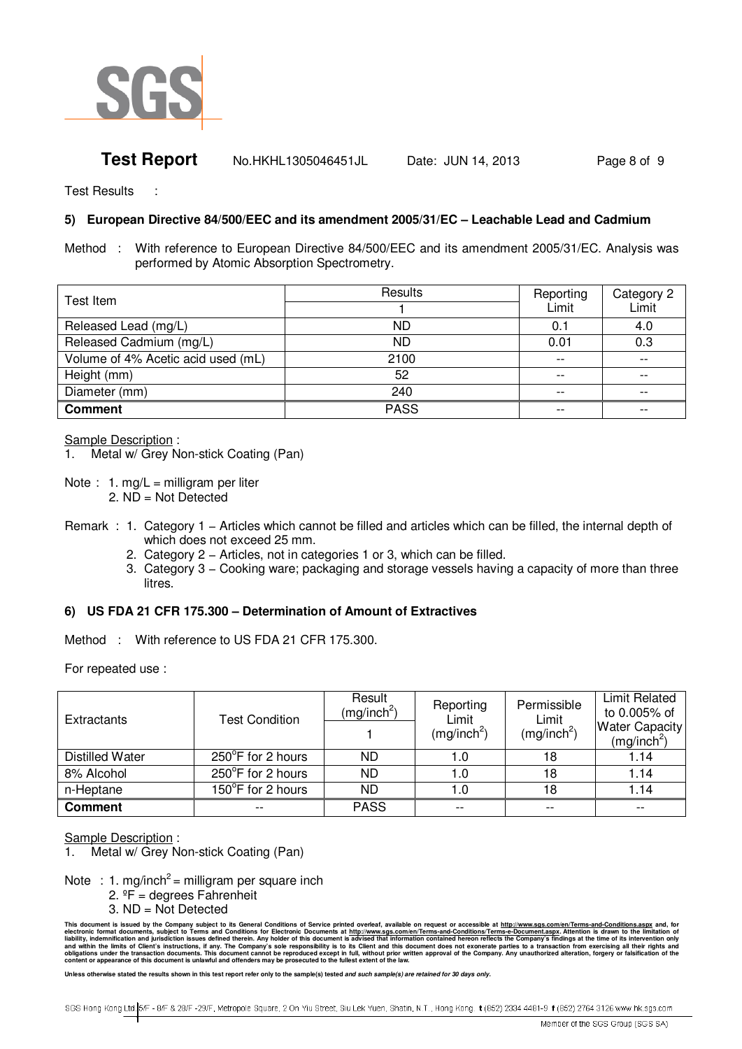**Test Report** No.HKHL1305046451JL Date: JUN 14, 2013

Test Results :

### 5) European Directive 84/500/EEC and its amendment 2005/31/EC – Leachable Lead and Cadmium

Method : With reference to European Directive 84/500/EEC and its amendment 2005/31/EC. Analysis was performed by Atomic Absorption Spectrometry.

| Test Item | Results | Reporting Limit | Category 2 Limit |
|---|---|---|---|
| | 1 | | |
| Released Lead (mg/L) | ND | 0.1 | 4.0 |
| Released Cadmium (mg/L) | ND | 0.01 | 0.3 |
| Volume of 4% Acetic acid used (mL) | 2100 | -- | -- |
| Height (mm) | 52 | -- | -- |
| Diameter (mm) | 240 | -- | -- |
| **Comment** | PASS | -- | -- |

Sample Description :

1. Metal w/ Grey Non-stick Coating (Pan)

Note : 1. mg/L = milligram per liter
2. ND = Not Detected

Remark : 1. Category 1 – Articles which cannot be filled and articles which can be filled, the internal depth of which does not exceed 25 mm.
2. Category 2 – Articles, not in categories 1 or 3, which can be filled.
3. Category 3 – Cooking ware; packaging and storage vessels having a capacity of more than three litres.

### 6) US FDA 21 CFR 175.300 – Determination of Amount of Extractives

Method : With reference to US FDA 21 CFR 175.300.

For repeated use :

| Extractants | Test Condition | Result (mg/inch$^2$) | Reporting Limit (mg/inch$^2$) | Permissible Limit (mg/inch$^2$) | Limit Related to 0.005% of Water Capacity (mg/inch$^2$) |
|---|---|---|---|---|---|
| | | 1 | | | |
| Distilled Water | 250°F for 2 hours | ND | 1.0 | 18 | 1.14 |
| 8% Alcohol | 250°F for 2 hours | ND | 1.0 | 18 | 1.14 |
| n-Heptane | 150°F for 2 hours | ND | 1.0 | 18 | 1.14 |
| **Comment** | -- | PASS | -- | -- | -- |

Sample Description :

1. Metal w/ Grey Non-stick Coating (Pan)

Note : 1. mg/inch$^2$ = milligram per square inch
2. ºF = degrees Fahrenheit
3. ND = Not Detected

This document is issued by the Company subject to its General Conditions of Service printed overleaf, available on request or accessible at http://www.sgs.com/en/Terms-and-Conditions.aspx and, for electronic format documents, subject to Terms and Conditions for Electronic Documents at http://www.sgs.com/en/Terms-and-Conditions/Terms-e-Document.aspx. Attention is drawn to the limitation of liability, indemnification and jurisdiction issues defined therein. Any holder of this document is advised that information contained hereon reflects the Company's findings at the time of its intervention only and within the limits of Client's instructions, if any. The Company's sole responsibility is to its Client and this document does not exonerate parties to a transaction from exercising all their rights and obligations under the transaction documents. This document cannot be reproduced except in full, without prior written approval of the Company. Any unauthorized alteration, forgery or falsification of the content or appearance of this document is unlawful and offenders may be prosecuted to the fullest extent of the law.

**Unless otherwise stated the results shown in this test report refer only to the sample(s) tested *and such sample(s) are retained for 30 days only.***

SGS Hong Kong Ltd. 5/F - 8/F & 28/F -29/F, Metropole Square, 2 On Yiu Street, Siu Lek Yuen, Shatin, N.T., Hong Kong t (852) 2334 4481-9 f (852) 2764 3126 www.hk.sgs.com

Member of the SGS Group (SGS SA)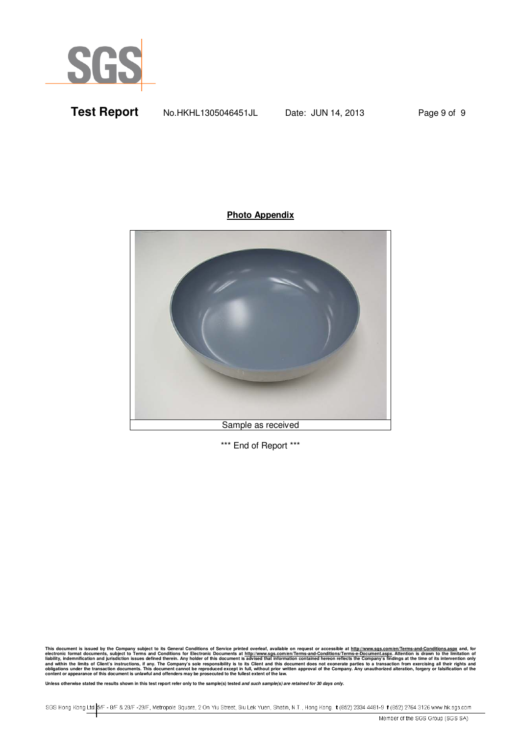**Photo Appendix**

Sample as received

\*\*\* End of Report \*\*\*

This document is issued by the Company subject to its General Conditions of Service printed overleaf, available on request or accessible at http://www.sgs.com/en/Terms-and-Conditions.aspx and, for electronic format documents, subject to Terms and Conditions for Electronic Documents at http://www.sgs.com/en/Terms-and-Conditions/Terms-e-Document.aspx. Attention is drawn to the limitation of liability, indemnification and jurisdiction issues defined therein. Any holder of this document is advised that information contained hereon reflects the Company's findings at the time of its intervention only and within the limits of Client's instructions, if any. The Company's sole responsibility is to its Client and this document does not exonerate parties to a transaction from exercising all their rights and obligations under the transaction documents. This document cannot be reproduced except in full, without prior written approval of the Company. Any unauthorized alteration, forgery or falsification of the content or appearance of this document is unlawful and offenders may be prosecuted to the fullest extent of the law.

Unless otherwise stated the results shown in this test report refer only to the sample(s) tested *and such sample(s) are retained for 30 days only.*